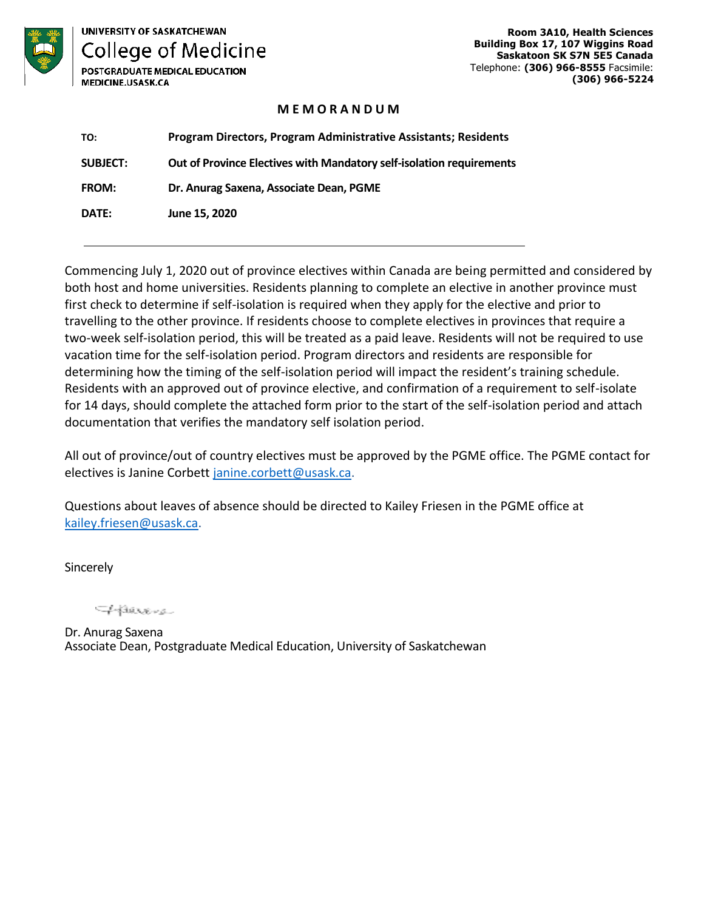UNIVERSITY OF SASKATCHEWAN
College of Medicine
POSTGRADUATE MEDICAL EDUCATION
MEDICINE.USASK.CA

**Room 3A10, Health Sciences**
**Building Box 17, 107 Wiggins Road**
**Saskatoon SK S7N 5E5 Canada**
Telephone: **(306) 966-8555** Facsimile: **(306) 966-5224**

## MEMORANDUM

| | |
|---|---|
| **TO:** | **Program Directors, Program Administrative Assistants; Residents** |
| **SUBJECT:** | **Out of Province Electives with Mandatory self-isolation requirements** |
| **FROM:** | **Dr. Anurag Saxena, Associate Dean, PGME** |
| **DATE:** | **June 15, 2020** |

---

Commencing July 1, 2020 out of province electives within Canada are being permitted and considered by both host and home universities. Residents planning to complete an elective in another province must first check to determine if self-isolation is required when they apply for the elective and prior to travelling to the other province. If residents choose to complete electives in provinces that require a two-week self-isolation period, this will be treated as a paid leave. Residents will not be required to use vacation time for the self-isolation period. Program directors and residents are responsible for determining how the timing of the self-isolation period will impact the resident's training schedule. Residents with an approved out of province elective, and confirmation of a requirement to self-isolate for 14 days, should complete the attached form prior to the start of the self-isolation period and attach documentation that verifies the mandatory self isolation period.

All out of province/out of country electives must be approved by the PGME office. The PGME contact for electives is Janine Corbett janine.corbett@usask.ca.

Questions about leaves of absence should be directed to Kailey Friesen in the PGME office at kailey.friesen@usask.ca.

Sincerely

Dr. Anurag Saxena
Associate Dean, Postgraduate Medical Education, University of Saskatchewan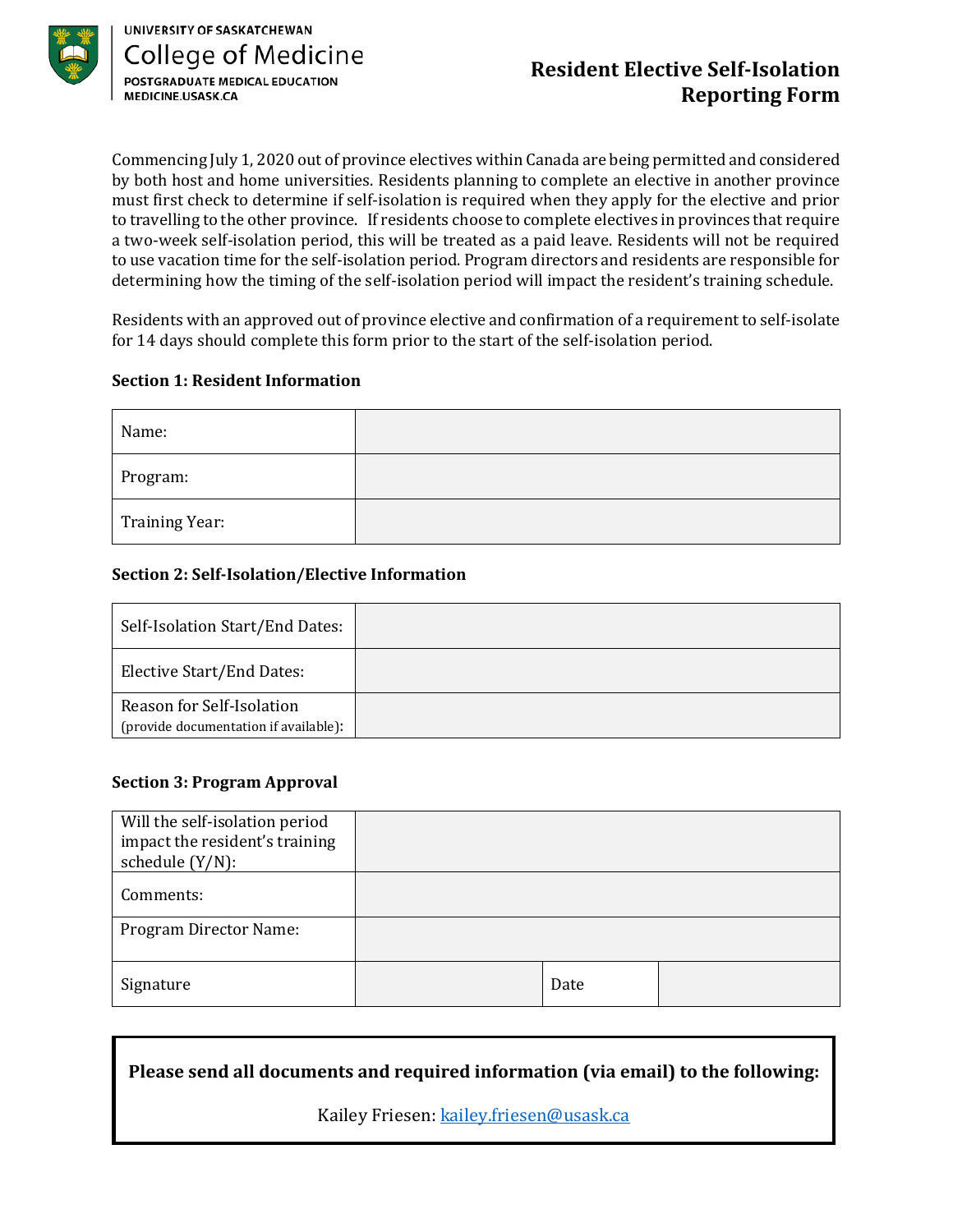UNIVERSITY OF SASKATCHEWAN
College of Medicine
POSTGRADUATE MEDICAL EDUCATION
MEDICINE.USASK.CA

# Resident Elective Self-Isolation Reporting Form

Commencing July 1, 2020 out of province electives within Canada are being permitted and considered by both host and home universities. Residents planning to complete an elective in another province must first check to determine if self-isolation is required when they apply for the elective and prior to travelling to the other province. If residents choose to complete electives in provinces that require a two-week self-isolation period, this will be treated as a paid leave. Residents will not be required to use vacation time for the self-isolation period. Program directors and residents are responsible for determining how the timing of the self-isolation period will impact the resident's training schedule.

Residents with an approved out of province elective and confirmation of a requirement to self-isolate for 14 days should complete this form prior to the start of the self-isolation period.

**Section 1: Resident Information**

| | |
|---|---|
| Name: | |
| Program: | |
| Training Year: | |

**Section 2: Self-Isolation/Elective Information**

| | |
|---|---|
| Self-Isolation Start/End Dates: | |
| Elective Start/End Dates: | |
| Reason for Self-Isolation (provide documentation if available): | |

**Section 3: Program Approval**

| | | | |
|---|---|---|---|
| Will the self-isolation period impact the resident's training schedule (Y/N): | | | |
| Comments: | | | |
| Program Director Name: | | | |
| Signature | | Date | |

**Please send all documents and required information (via email) to the following:**

Kailey Friesen: kailey.friesen@usask.ca